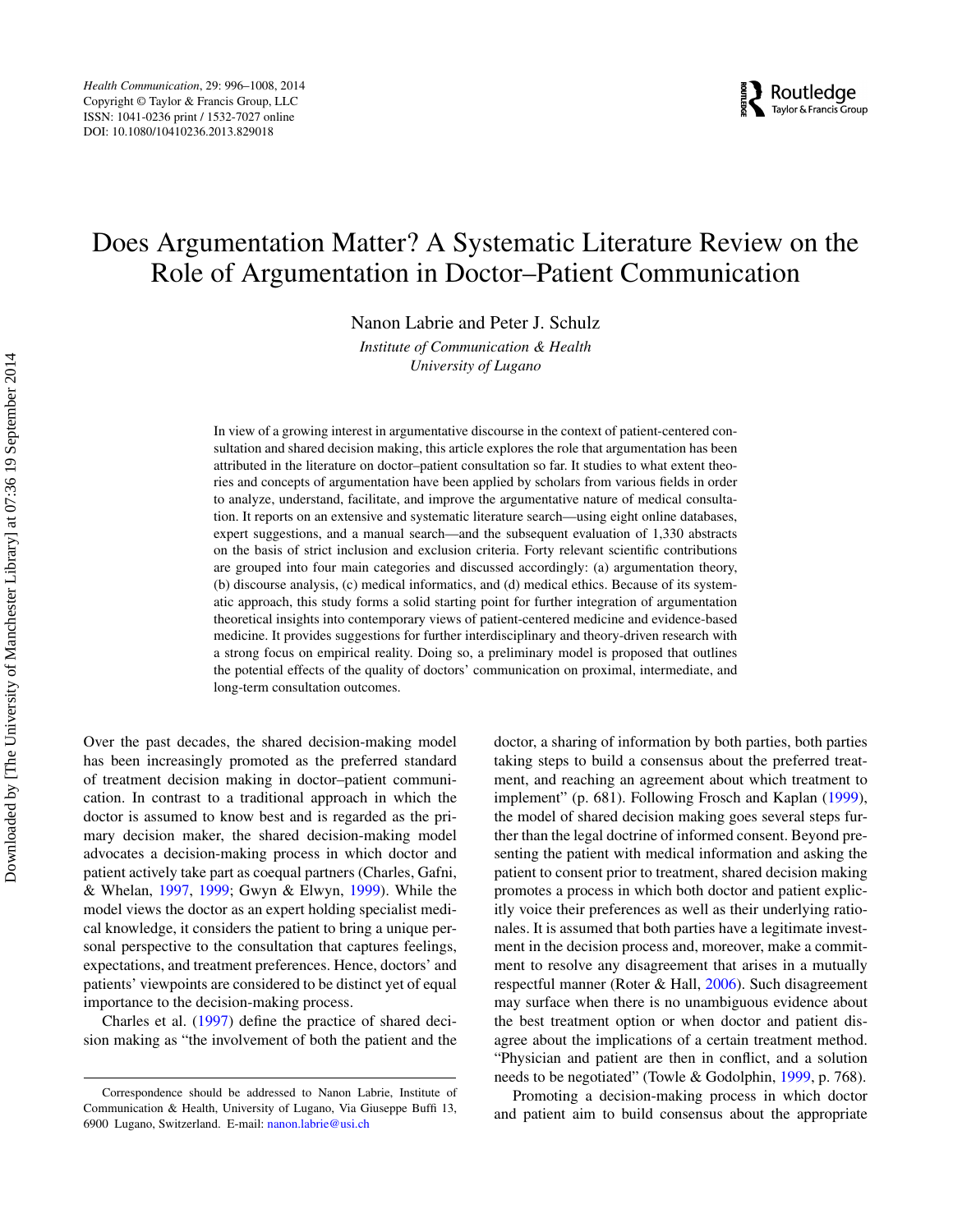# Does Argumentation Matter? A Systematic Literature Review on the Role of Argumentation in Doctor–Patient Communication

Nanon Labrie and Peter J. Schulz

*Institute of Communication & Health*
*University of Lugano*

In view of a growing interest in argumentative discourse in the context of patient-centered consultation and shared decision making, this article explores the role that argumentation has been attributed in the literature on doctor–patient consultation so far. It studies to what extent theories and concepts of argumentation have been applied by scholars from various fields in order to analyze, understand, facilitate, and improve the argumentative nature of medical consultation. It reports on an extensive and systematic literature search—using eight online databases, expert suggestions, and a manual search—and the subsequent evaluation of 1,330 abstracts on the basis of strict inclusion and exclusion criteria. Forty relevant scientific contributions are grouped into four main categories and discussed accordingly: (a) argumentation theory, (b) discourse analysis, (c) medical informatics, and (d) medical ethics. Because of its systematic approach, this study forms a solid starting point for further integration of argumentation theoretical insights into contemporary views of patient-centered medicine and evidence-based medicine. It provides suggestions for further interdisciplinary and theory-driven research with a strong focus on empirical reality. Doing so, a preliminary model is proposed that outlines the potential effects of the quality of doctors' communication on proximal, intermediate, and long-term consultation outcomes.

Over the past decades, the shared decision-making model has been increasingly promoted as the preferred standard of treatment decision making in doctor–patient communication. In contrast to a traditional approach in which the doctor is assumed to know best and is regarded as the primary decision maker, the shared decision-making model advocates a decision-making process in which doctor and patient actively take part as coequal partners (Charles, Gafni, & Whelan, 1997, 1999; Gwyn & Elwyn, 1999). While the model views the doctor as an expert holding specialist medical knowledge, it considers the patient to bring a unique personal perspective to the consultation that captures feelings, expectations, and treatment preferences. Hence, doctors' and patients' viewpoints are considered to be distinct yet of equal importance to the decision-making process.

Charles et al. (1997) define the practice of shared decision making as "the involvement of both the patient and the doctor, a sharing of information by both parties, both parties taking steps to build a consensus about the preferred treatment, and reaching an agreement about which treatment to implement" (p. 681). Following Frosch and Kaplan (1999), the model of shared decision making goes several steps further than the legal doctrine of informed consent. Beyond presenting the patient with medical information and asking the patient to consent prior to treatment, shared decision making promotes a process in which both doctor and patient explicitly voice their preferences as well as their underlying rationales. It is assumed that both parties have a legitimate investment in the decision process and, moreover, make a commitment to resolve any disagreement that arises in a mutually respectful manner (Roter & Hall, 2006). Such disagreement may surface when there is no unambiguous evidence about the best treatment option or when doctor and patient disagree about the implications of a certain treatment method. "Physician and patient are then in conflict, and a solution needs to be negotiated" (Towle & Godolphin, 1999, p. 768).

Promoting a decision-making process in which doctor and patient aim to build consensus about the appropriate

Correspondence should be addressed to Nanon Labrie, Institute of Communication & Health, University of Lugano, Via Giuseppe Buffi 13, 6900 Lugano, Switzerland. E-mail: nanon.labrie@usi.ch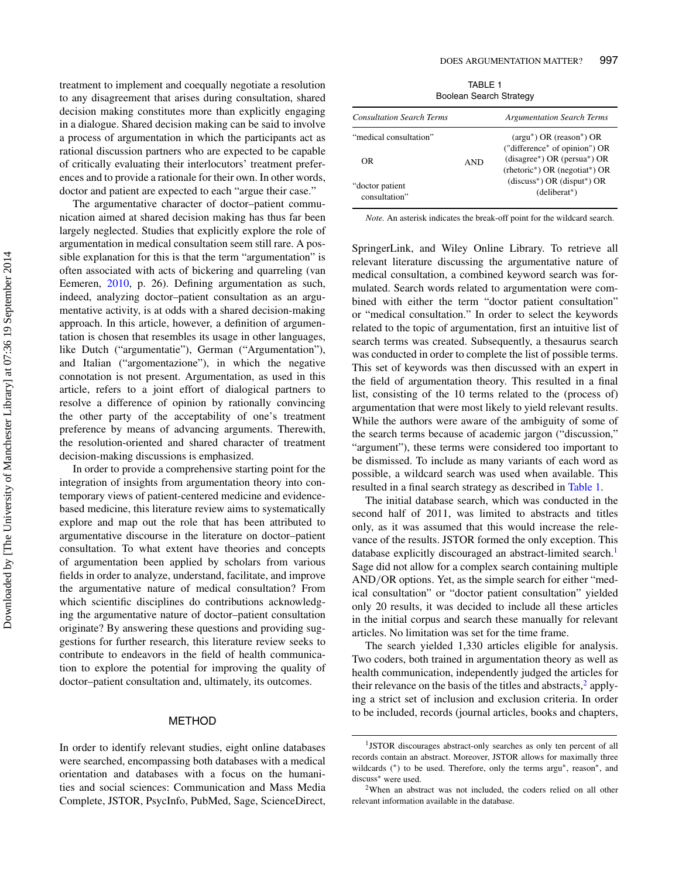treatment to implement and coequally negotiate a resolution to any disagreement that arises during consultation, shared decision making constitutes more than explicitly engaging in a dialogue. Shared decision making can be said to involve a process of argumentation in which the participants act as rational discussion partners who are expected to be capable of critically evaluating their interlocutors' treatment preferences and to provide a rationale for their own. In other words, doctor and patient are expected to each "argue their case."

The argumentative character of doctor–patient communication aimed at shared decision making has thus far been largely neglected. Studies that explicitly explore the role of argumentation in medical consultation seem still rare. A possible explanation for this is that the term "argumentation" is often associated with acts of bickering and quarreling (van Eemeren, 2010, p. 26). Defining argumentation as such, indeed, analyzing doctor–patient consultation as an argumentative activity, is at odds with a shared decision-making approach. In this article, however, a definition of argumentation is chosen that resembles its usage in other languages, like Dutch ("argumentatie"), German ("Argumentation"), and Italian ("argomentazione"), in which the negative connotation is not present. Argumentation, as used in this article, refers to a joint effort of dialogical partners to resolve a difference of opinion by rationally convincing the other party of the acceptability of one's treatment preference by means of advancing arguments. Therewith, the resolution-oriented and shared character of treatment decision-making discussions is emphasized.

In order to provide a comprehensive starting point for the integration of insights from argumentation theory into contemporary views of patient-centered medicine and evidence-based medicine, this literature review aims to systematically explore and map out the role that has been attributed to argumentative discourse in the literature on doctor–patient consultation. To what extent have theories and concepts of argumentation been applied by scholars from various fields in order to analyze, understand, facilitate, and improve the argumentative nature of medical consultation? From which scientific disciplines do contributions acknowledging the argumentative nature of doctor–patient consultation originate? By answering these questions and providing suggestions for further research, this literature review seeks to contribute to endeavors in the field of health communication to explore the potential for improving the quality of doctor–patient consultation and, ultimately, its outcomes.

## METHOD

In order to identify relevant studies, eight online databases were searched, encompassing both databases with a medical orientation and databases with a focus on the humanities and social sciences: Communication and Mass Media Complete, JSTOR, PsycInfo, PubMed, Sage, ScienceDirect, SpringerLink, and Wiley Online Library. To retrieve all relevant literature discussing the argumentative nature of medical consultation, a combined keyword search was formulated. Search words related to argumentation were combined with either the term "doctor patient consultation" or "medical consultation." In order to select the keywords related to the topic of argumentation, first an intuitive list of search terms was created. Subsequently, a thesaurus search was conducted in order to complete the list of possible terms. This set of keywords was then discussed with an expert in the field of argumentation theory. This resulted in a final list, consisting of the 10 terms related to the (process of) argumentation that were most likely to yield relevant results. While the authors were aware of the ambiguity of some of the search terms because of academic jargon ("discussion," "argument"), these terms were considered too important to be dismissed. To include as many variants of each word as possible, a wildcard search was used when available. This resulted in a final search strategy as described in Table 1.

TABLE 1
Boolean Search Strategy

| *Consultation Search Terms* | | *Argumentation Search Terms* |
|---|---|---|
| "medical consultation" OR "doctor patient consultation" | AND | (argu*) OR (reason*) OR ("difference* of opinion") OR (disagree*) OR (persua*) OR (rhetoric*) OR (negotiat*) OR (discuss*) OR (disput*) OR (deliberat*) |

*Note.* An asterisk indicates the break-off point for the wildcard search.

The initial database search, which was conducted in the second half of 2011, was limited to abstracts and titles only, as it was assumed that this would increase the relevance of the results. JSTOR formed the only exception. This database explicitly discouraged an abstract-limited search.[1] Sage did not allow for a complex search containing multiple AND/OR options. Yet, as the simple search for either "medical consultation" or "doctor patient consultation" yielded only 20 results, it was decided to include all these articles in the initial corpus and search these manually for relevant articles. No limitation was set for the time frame.

The search yielded 1,330 articles eligible for analysis. Two coders, both trained in argumentation theory as well as health communication, independently judged the articles for their relevance on the basis of the titles and abstracts,[2] applying a strict set of inclusion and exclusion criteria. In order to be included, records (journal articles, books and chapters,

[1]JSTOR discourages abstract-only searches as only ten percent of all records contain an abstract. Moreover, JSTOR allows for maximally three wildcards (*) to be used. Therefore, only the terms argu*, reason*, and discuss* were used.

[2]When an abstract was not included, the coders relied on all other relevant information available in the database.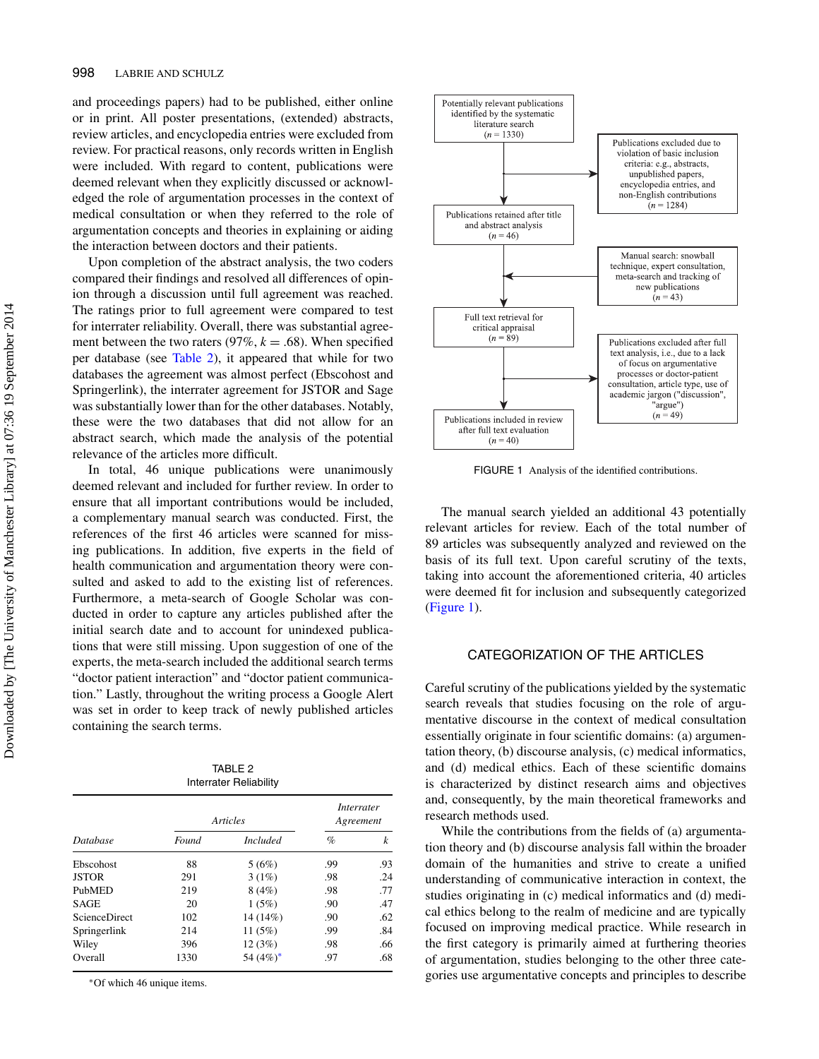and proceedings papers) had to be published, either online or in print. All poster presentations, (extended) abstracts, review articles, and encyclopedia entries were excluded from review. For practical reasons, only records written in English were included. With regard to content, publications were deemed relevant when they explicitly discussed or acknowledged the role of argumentation processes in the context of medical consultation or when they referred to the role of argumentation concepts and theories in explaining or aiding the interaction between doctors and their patients.

Upon completion of the abstract analysis, the two coders compared their findings and resolved all differences of opinion through a discussion until full agreement was reached. The ratings prior to full agreement were compared to test for interrater reliability. Overall, there was substantial agreement between the two raters (97%, $k = .68$). When specified per database (see Table 2), it appeared that while for two databases the agreement was almost perfect (Ebscohost and Springerlink), the interrater agreement for JSTOR and Sage was substantially lower than for the other databases. Notably, these were the two databases that did not allow for an abstract search, which made the analysis of the potential relevance of the articles more difficult.

In total, 46 unique publications were unanimously deemed relevant and included for further review. In order to ensure that all important contributions would be included, a complementary manual search was conducted. First, the references of the first 46 articles were scanned for missing publications. In addition, five experts in the field of health communication and argumentation theory were consulted and asked to add to the existing list of references. Furthermore, a meta-search of Google Scholar was conducted in order to capture any articles published after the initial search date and to account for unindexed publications that were still missing. Upon suggestion of one of the experts, the meta-search included the additional search terms "doctor patient interaction" and "doctor patient communication." Lastly, throughout the writing process a Google Alert was set in order to keep track of newly published articles containing the search terms.

TABLE 2
Interrater Reliability

| Database | Articles | | Interrater Agreement | |
|---|---|---|---|---|
| | *Found* | *Included* | *%* | *k* |
| Ebscohost | 88 | 5 (6%) | .99 | .93 |
| JSTOR | 291 | 3 (1%) | .98 | .24 |
| PubMED | 219 | 8 (4%) | .98 | .77 |
| SAGE | 20 | 1 (5%) | .90 | .47 |
| ScienceDirect | 102 | 14 (14%) | .90 | .62 |
| Springerlink | 214 | 11 (5%) | .99 | .84 |
| Wiley | 396 | 12 (3%) | .98 | .66 |
| Overall | 1330 | 54 (4%)* | .97 | .68 |

*Of which 46 unique items.

- Potentially relevant publications identified by the systematic literature search ($n = 1330$)
  - → Publications excluded due to violation of basic inclusion criteria: e.g., abstracts, unpublished papers, encyclopedia entries, and non-English contributions ($n = 1284$)
- Publications retained after title and abstract analysis ($n = 46$)
  - ← Manual search: snowball technique, expert consultation, meta-search and tracking of new publications ($n = 43$)
- Full text retrieval for critical appraisal ($n = 89$)
  - → Publications excluded after full text analysis, i.e., due to a lack of focus on argumentative processes or doctor-patient consultation, article type, use of academic jargon ("discussion", "argue") ($n = 49$)
- Publications included in review after full text evaluation ($n = 40$)

FIGURE 1 Analysis of the identified contributions.

The manual search yielded an additional 43 potentially relevant articles for review. Each of the total number of 89 articles was subsequently analyzed and reviewed on the basis of its full text. Upon careful scrutiny of the texts, taking into account the aforementioned criteria, 40 articles were deemed fit for inclusion and subsequently categorized (Figure 1).

## CATEGORIZATION OF THE ARTICLES

Careful scrutiny of the publications yielded by the systematic search reveals that studies focusing on the role of argumentative discourse in the context of medical consultation essentially originate in four scientific domains: (a) argumentation theory, (b) discourse analysis, (c) medical informatics, and (d) medical ethics. Each of these scientific domains is characterized by distinct research aims and objectives and, consequently, by the main theoretical frameworks and research methods used.

While the contributions from the fields of (a) argumentation theory and (b) discourse analysis fall within the broader domain of the humanities and strive to create a unified understanding of communicative interaction in context, the studies originating in (c) medical informatics and (d) medical ethics belong to the realm of medicine and are typically focused on improving medical practice. While research in the first category is primarily aimed at furthering theories of argumentation, studies belonging to the other three categories use argumentative concepts and principles to describe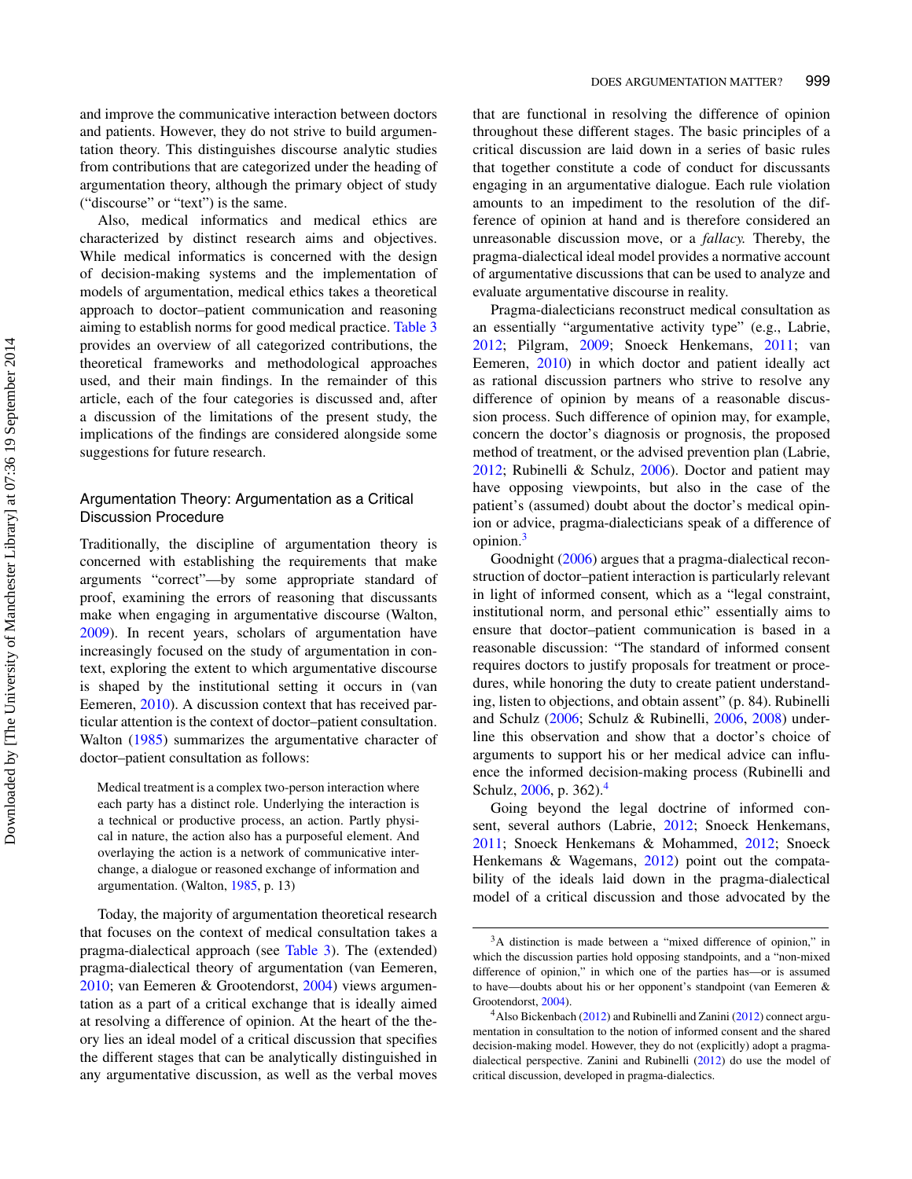and improve the communicative interaction between doctors and patients. However, they do not strive to build argumentation theory. This distinguishes discourse analytic studies from contributions that are categorized under the heading of argumentation theory, although the primary object of study ("discourse" or "text") is the same.

Also, medical informatics and medical ethics are characterized by distinct research aims and objectives. While medical informatics is concerned with the design of decision-making systems and the implementation of models of argumentation, medical ethics takes a theoretical approach to doctor–patient communication and reasoning aiming to establish norms for good medical practice. Table 3 provides an overview of all categorized contributions, the theoretical frameworks and methodological approaches used, and their main findings. In the remainder of this article, each of the four categories is discussed and, after a discussion of the limitations of the present study, the implications of the findings are considered alongside some suggestions for future research.

## Argumentation Theory: Argumentation as a Critical Discussion Procedure

Traditionally, the discipline of argumentation theory is concerned with establishing the requirements that make arguments "correct"—by some appropriate standard of proof, examining the errors of reasoning that discussants make when engaging in argumentative discourse (Walton, 2009). In recent years, scholars of argumentation have increasingly focused on the study of argumentation in context, exploring the extent to which argumentative discourse is shaped by the institutional setting it occurs in (van Eemeren, 2010). A discussion context that has received particular attention is the context of doctor–patient consultation. Walton (1985) summarizes the argumentative character of doctor–patient consultation as follows:

> Medical treatment is a complex two-person interaction where each party has a distinct role. Underlying the interaction is a technical or productive process, an action. Partly physical in nature, the action also has a purposeful element. And overlaying the action is a network of communicative interchange, a dialogue or reasoned exchange of information and argumentation. (Walton, 1985, p. 13)

Today, the majority of argumentation theoretical research that focuses on the context of medical consultation takes a pragma-dialectical approach (see Table 3). The (extended) pragma-dialectical theory of argumentation (van Eemeren, 2010; van Eemeren & Grootendorst, 2004) views argumentation as a part of a critical exchange that is ideally aimed at resolving a difference of opinion. At the heart of the theory lies an ideal model of a critical discussion that specifies the different stages that can be analytically distinguished in any argumentative discussion, as well as the verbal moves that are functional in resolving the difference of opinion throughout these different stages. The basic principles of a critical discussion are laid down in a series of basic rules that together constitute a code of conduct for discussants engaging in an argumentative dialogue. Each rule violation amounts to an impediment to the resolution of the difference of opinion at hand and is therefore considered an unreasonable discussion move, or a *fallacy.* Thereby, the pragma-dialectical ideal model provides a normative account of argumentative discussions that can be used to analyze and evaluate argumentative discourse in reality.

Pragma-dialecticians reconstruct medical consultation as an essentially "argumentative activity type" (e.g., Labrie, 2012; Pilgram, 2009; Snoeck Henkemans, 2011; van Eemeren, 2010) in which doctor and patient ideally act as rational discussion partners who strive to resolve any difference of opinion by means of a reasonable discussion process. Such difference of opinion may, for example, concern the doctor's diagnosis or prognosis, the proposed method of treatment, or the advised prevention plan (Labrie, 2012; Rubinelli & Schulz, 2006). Doctor and patient may have opposing viewpoints, but also in the case of the patient's (assumed) doubt about the doctor's medical opinion or advice, pragma-dialecticians speak of a difference of opinion.[3]

Goodnight (2006) argues that a pragma-dialectical reconstruction of doctor–patient interaction is particularly relevant in light of informed consent, which as a "legal constraint, institutional norm, and personal ethic" essentially aims to ensure that doctor–patient communication is based in a reasonable discussion: "The standard of informed consent requires doctors to justify proposals for treatment or procedures, while honoring the duty to create patient understanding, listen to objections, and obtain assent" (p. 84). Rubinelli and Schulz (2006; Schulz & Rubinelli, 2006, 2008) underline this observation and show that a doctor's choice of arguments to support his or her medical advice can influence the informed decision-making process (Rubinelli and Schulz, 2006, p. 362).[4]

Going beyond the legal doctrine of informed consent, several authors (Labrie, 2012; Snoeck Henkemans, 2011; Snoeck Henkemans & Mohammed, 2012; Snoeck Henkemans & Wagemans, 2012) point out the compatability of the ideals laid down in the pragma-dialectical model of a critical discussion and those advocated by the

---

[3]A distinction is made between a "mixed difference of opinion," in which the discussion parties hold opposing standpoints, and a "non-mixed difference of opinion," in which one of the parties has—or is assumed to have—doubts about his or her opponent's standpoint (van Eemeren & Grootendorst, 2004).

[4]Also Bickenbach (2012) and Rubinelli and Zanini (2012) connect argumentation in consultation to the notion of informed consent and the shared decision-making model. However, they do not (explicitly) adopt a pragma-dialectical perspective. Zanini and Rubinelli (2012) do use the model of critical discussion, developed in pragma-dialectics.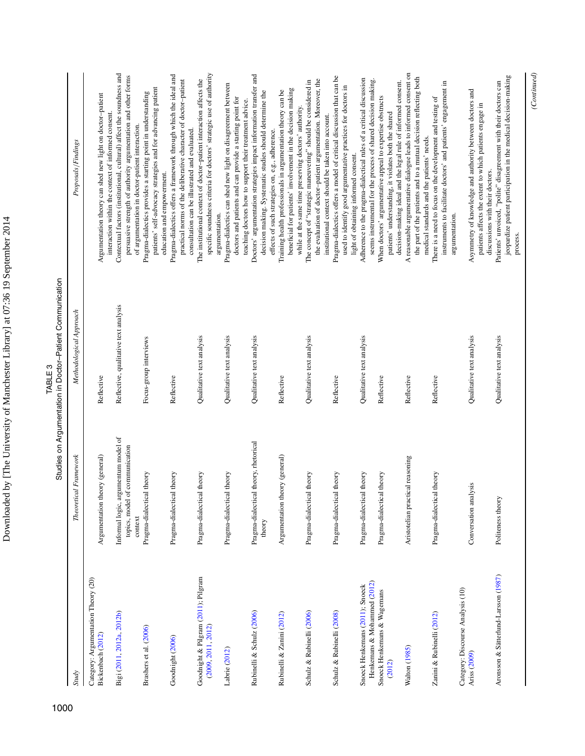TABLE 3

Studies on Argumentation in Doctor–Patient Communication

| *Study* | *Theoretical Framework* | *Methodological Approach* | *Proposals/Findings* |
|---|---|---|---|
| Category: Argumentation Theory (20) | | | |
| Bickenbach (2012) | Argumentation theory (general) | Reflective | Argumentation theory can shed new light on doctor–patient interaction within the context of informed consent. |
| Bigi (2011, 2012a, 2012b) | Informal logic, argumentum model of topics, model of communication context | Reflective, qualitative text analysis | Contextual factors (institutional, cultural) affect the soundness and persuasive strength of authority argumentation and other forms of argumentation in doctor–patient interaction. |
| Brashers et al. (2006) | Pragma-dialectical theory | Focus-group interviews | Pragma-dialectics provides a starting point in understanding patients' self-advocacy strategies and for advancing patient education and empowerment. |
| Goodnight (2006) | Pragma-dialectical theory | Reflective | Pragma-dialectics offers a framework through which the ideal and practical norms of the deliberative character of doctor–patient consultation can be illustrated and evaluated. |
| Goodnight & Pilgram (2011); Pilgram (2009, 2011, 2012) | Pragma-dialectical theory | Qualitative text analysis | The institutional context of doctor–patient interaction affects the specific soundness criteria for doctors' strategic use of authority argumentation. |
| Labrie (2012) | Pragma-dialectical theory | Qualitative text analysis | Pragma-dialectics can shed new light on disagreement between doctors and patients and can provide a starting point for teaching doctors how to support their treatment advice. |
| Rubinelli & Schulz (2006) | Pragma-dialectical theory, rhetorical theory | Qualitative text analysis | Doctors' argumentation strategies impact information transfer and decision making. Systematic studies should determine the effects of such strategies on, e.g., adherence. |
| Rubinelli & Zanini (2012) | Argumentation theory (general) | Reflective | Training health professionals in argumentation theory can be beneficial for patients' involvement in the decision making while at the same time preserving doctors' authority. |
| Schulz & Rubinelli (2006) | Pragma-dialectical theory | Qualitative text analysis | The concept of "strategic maneuvering" should be considered in the evaluation of doctor–patient argumentation. Moreover, the institutional context should be taken into account. |
| Schulz & Rubinelli (2008) | Pragma-dialectical theory | Reflective | Pragma-dialectics offers a model of critical discussion that can be used to identify good argumentative practices for doctors in light of obtaining informed consent. |
| Snoeck Henkemans (2011); Snoeck Henkemans & Mohammed (2012) | Pragma-dialectical theory | Qualitative text analysis | Adherence to the pragma-dialectical rules of a critical discussion seems instrumental for the process of shared decision making. |
| Snoeck Henkemans & Wagemans (2012) | Pragma-dialectical theory | Reflective | When doctors' argumentative appeal to expertise obstructs patients' understanding, it violates both the shared decision-making ideal and the legal rule of informed consent. |
| Walton (1985) | Aristotelian practical reasoning | Reflective | A reasonable argumentative dialogue leads to informed consent on the part of the patients and to a mutual decision reflecting both medical standards and the patients' needs. |
| Zanini & Rubinelli (2012) | Pragma-dialectical theory | Reflective | There is a need to focus on the development and testing of instruments to facilitate doctors' and patients' engagement in argumentation. |
| Category: Discourse Analysis (10) | | | |
| Ariss (2009) | Conversation analysis | Qualitative text analysis | Asymmetry of knowledge and authority between doctors and patients affects the extent to which patients engage in discussions with their doctors. |
| Aronsson & Sätterlund-Larsson (1987) | Politeness theory | Qualitative text analysis | Patients' unvoiced, "polite" disagreement with their doctors can jeopardize patient participation in the medical decision-making process. |

*(Continued)*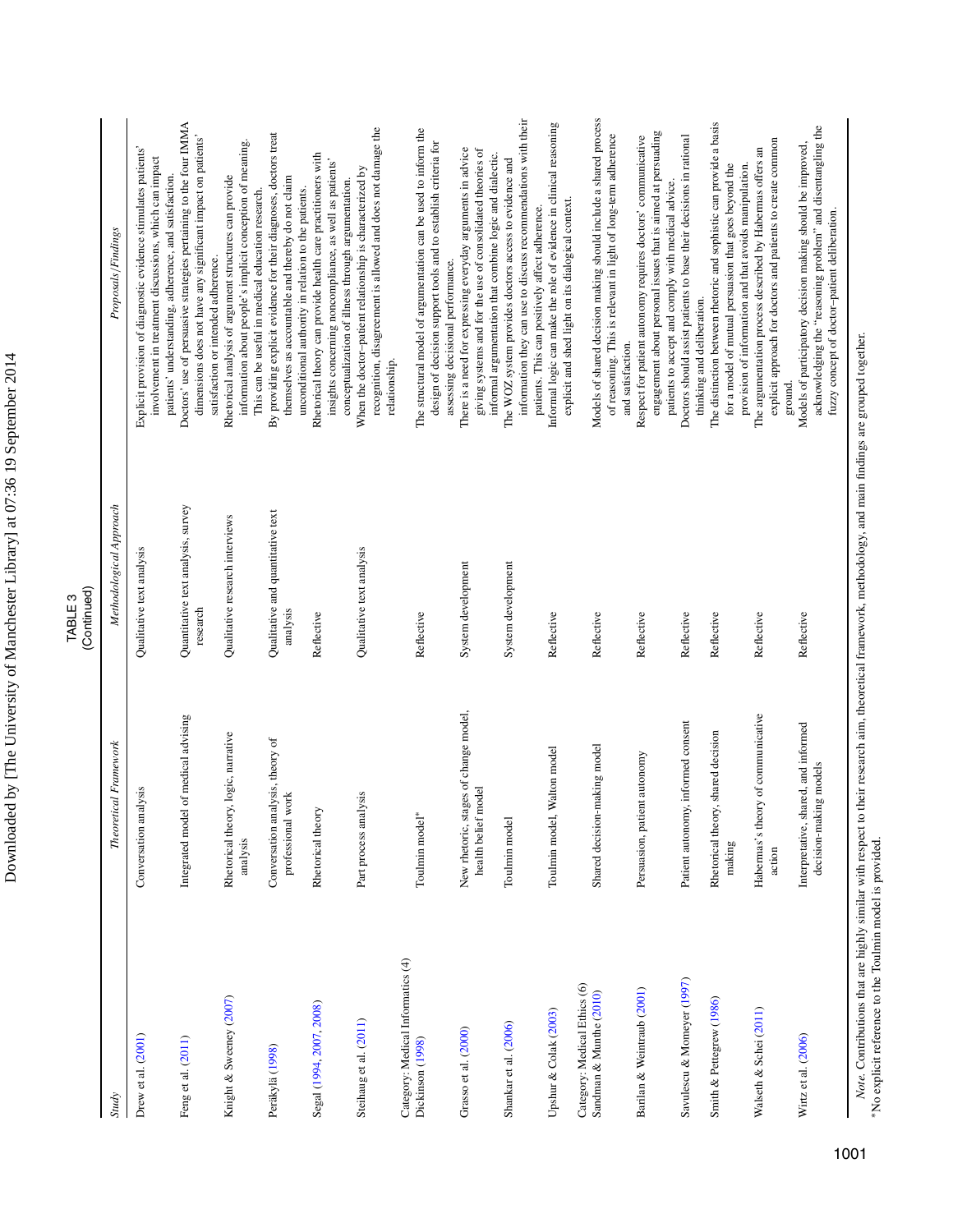TABLE 3
(Continued)

| *Study* | *Theoretical Framework* | *Methodological Approach* | *Proposals/Findings* |
|---|---|---|---|
| Drew et al. (2001) | Conversation analysis | Qualitative text analysis | Explicit provision of diagnostic evidence stimulates patients' involvement in treatment discussions, which can impact patients' understanding, adherence, and satisfaction. |
| Feng et al. (2011) | Integrated model of medical advising | Quantitative text analysis, survey research | Doctors' use of persuasive strategies pertaining to the four IMMA dimensions does not have any significant impact on patients' satisfaction or intended adherence. |
| Knight & Sweeney (2007) | Rhetorical theory, logic, narrative analysis | Qualitative research interviews | Rhetorical analysis of argument structures can provide information about people's implicit conception of meaning. This can be useful in medical education research. |
| Peräkylä (1998) | Conversation analysis, theory of professional work | Qualitative and quantitative text analysis | By providing explicit evidence for their diagnoses, doctors treat themselves as accountable and thereby do not claim unconditional authority in relation to the patients. |
| Segal (1994, 2007, 2008) | Rhetorical theory | Reflective | Rhetorical theory can provide health care practitioners with insights concerning noncompliance, as well as patients' conceptualization of illness through argumentation. |
| Steihaug et al. (2011) | Part process analysis | Qualitative text analysis | When the doctor–patient relationship is characterized by recognition, disagreement is allowed and does not damage the relationship. |
| Category: Medical Informatics (4) | | | |
| Dickinson (1998) | Toulmin model* | Reflective | The structural model of argumentation can be used to inform the design of decision support tools and to establish criteria for assessing decisional performance. |
| Grasso et al. (2000) | New rhetoric, stages of change model, health belief model | System development | There is a need for expressing everyday arguments in advice giving systems and for the use of consolidated theories of informal argumentation that combine logic and dialectic. |
| Shankar et al. (2006) | Toulmin model | System development | The WOZ system provides doctors access to evidence and information they can use to discuss recommendations with their patients. This can positively affect adherence. |
| Upshur & Colak (2003) | Toulmin model, Walton model | Reflective | Informal logic can make the role of evidence in clinical reasoning explicit and shed light on its dialogical context. |
| Category: Medical Ethics (6) | | | |
| Sandman & Munthe (2010) | Shared decision-making model | Reflective | Models of shared decision making should include a shared process of reasoning. This is relevant in light of long-term adherence and satisfaction. |
| Barilan & Weintraub (2001) | Persuasion, patient autonomy | Reflective | Respect for patient autonomy requires doctors' communicative engagement about personal issues that is aimed at persuading patients to accept and comply with medical advice. |
| Savulescu & Momeyer (1997) | Patient autonomy, informed consent | Reflective | Doctors should assist patients to base their decisions in rational thinking and deliberation. |
| Smith & Pettegrew (1986) | Rhetorical theory, shared decision making | Reflective | The distinction between rhetoric and sophistic can provide a basis for a model of mutual persuasion that goes beyond the provision of information and that avoids manipulation. |
| Walseth & Schei (2011) | Habermas's theory of communicative action | Reflective | The argumentation process described by Habermas offers an explicit approach for doctors and patients to create common ground. |
| Wirtz et al. (2006) | Interpretative, shared, and informed decision-making models | Reflective | Models of participatory decision making should be improved, acknowledging the "reasoning problem" and disentangling the fuzzy concept of doctor–patient deliberation. |

*Note.* Contributions that are highly similar with respect to their research aim, theoretical framework, methodology, and main findings are grouped together.
*No explicit reference to the Toulmin model is provided.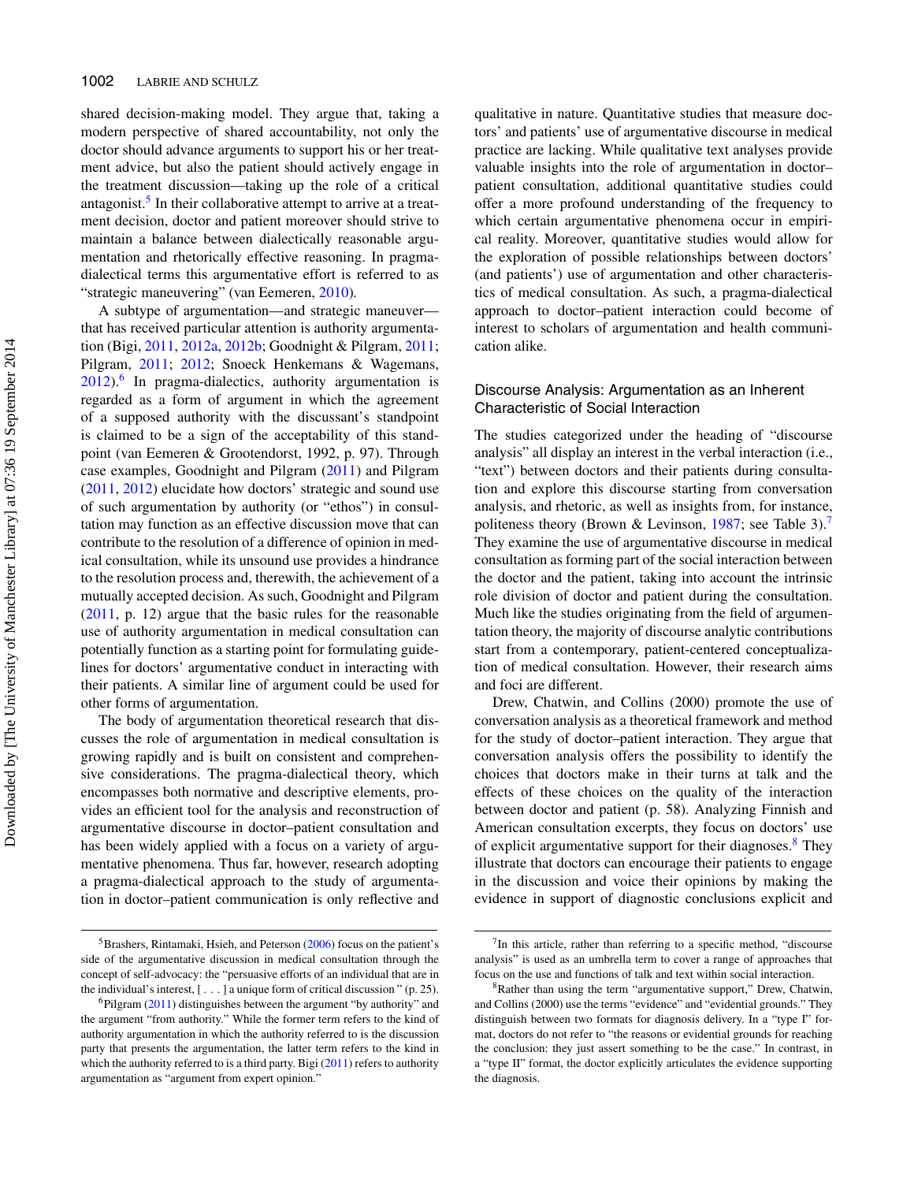shared decision-making model. They argue that, taking a modern perspective of shared accountability, not only the doctor should advance arguments to support his or her treatment advice, but also the patient should actively engage in the treatment discussion—taking up the role of a critical antagonist.[5] In their collaborative attempt to arrive at a treatment decision, doctor and patient moreover should strive to maintain a balance between dialectically reasonable argumentation and rhetorically effective reasoning. In pragma-dialectical terms this argumentative effort is referred to as "strategic maneuvering" (van Eemeren, 2010).

A subtype of argumentation—and strategic maneuver—that has received particular attention is authority argumentation (Bigi, 2011, 2012a, 2012b; Goodnight & Pilgram, 2011; Pilgram, 2011; 2012; Snoeck Henkemans & Wagemans, 2012).[6] In pragma-dialectics, authority argumentation is regarded as a form of argument in which the agreement of a supposed authority with the discussant's standpoint is claimed to be a sign of the acceptability of this standpoint (van Eemeren & Grootendorst, 1992, p. 97). Through case examples, Goodnight and Pilgram (2011) and Pilgram (2011, 2012) elucidate how doctors' strategic and sound use of such argumentation by authority (or "ethos") in consultation may function as an effective discussion move that can contribute to the resolution of a difference of opinion in medical consultation, while its unsound use provides a hindrance to the resolution process and, therewith, the achievement of a mutually accepted decision. As such, Goodnight and Pilgram (2011, p. 12) argue that the basic rules for the reasonable use of authority argumentation in medical consultation can potentially function as a starting point for formulating guidelines for doctors' argumentative conduct in interacting with their patients. A similar line of argument could be used for other forms of argumentation.

The body of argumentation theoretical research that discusses the role of argumentation in medical consultation is growing rapidly and is built on consistent and comprehensive considerations. The pragma-dialectical theory, which encompasses both normative and descriptive elements, provides an efficient tool for the analysis and reconstruction of argumentative discourse in doctor–patient consultation and has been widely applied with a focus on a variety of argumentative phenomena. Thus far, however, research adopting a pragma-dialectical approach to the study of argumentation in doctor–patient communication is only reflective and qualitative in nature. Quantitative studies that measure doctors' and patients' use of argumentative discourse in medical practice are lacking. While qualitative text analyses provide valuable insights into the role of argumentation in doctor–patient consultation, additional quantitative studies could offer a more profound understanding of the frequency to which certain argumentative phenomena occur in empirical reality. Moreover, quantitative studies would allow for the exploration of possible relationships between doctors' (and patients') use of argumentation and other characteristics of medical consultation. As such, a pragma-dialectical approach to doctor–patient interaction could become of interest to scholars of argumentation and health communication alike.

## Discourse Analysis: Argumentation as an Inherent Characteristic of Social Interaction

The studies categorized under the heading of "discourse analysis" all display an interest in the verbal interaction (i.e., "text") between doctors and their patients during consultation and explore this discourse starting from conversation analysis, and rhetoric, as well as insights from, for instance, politeness theory (Brown & Levinson, 1987; see Table 3).[7] They examine the use of argumentative discourse in medical consultation as forming part of the social interaction between the doctor and the patient, taking into account the intrinsic role division of doctor and patient during the consultation. Much like the studies originating from the field of argumentation theory, the majority of discourse analytic contributions start from a contemporary, patient-centered conceptualization of medical consultation. However, their research aims and foci are different.

Drew, Chatwin, and Collins (2000) promote the use of conversation analysis as a theoretical framework and method for the study of doctor–patient interaction. They argue that conversation analysis offers the possibility to identify the choices that doctors make in their turns at talk and the effects of these choices on the quality of the interaction between doctor and patient (p. 58). Analyzing Finnish and American consultation excerpts, they focus on doctors' use of explicit argumentative support for their diagnoses.[8] They illustrate that doctors can encourage their patients to engage in the discussion and voice their opinions by making the evidence in support of diagnostic conclusions explicit and

---

[5]Brashers, Rintamaki, Hsieh, and Peterson (2006) focus on the patient's side of the argumentative discussion in medical consultation through the concept of self-advocacy: the "persuasive efforts of an individual that are in the individual's interest, [ . . . ] a unique form of critical discussion " (p. 25).

[6]Pilgram (2011) distinguishes between the argument "by authority" and the argument "from authority." While the former term refers to the kind of authority argumentation in which the authority referred to is the discussion party that presents the argumentation, the latter term refers to the kind in which the authority referred to is a third party. Bigi (2011) refers to authority argumentation as "argument from expert opinion."

[7]In this article, rather than referring to a specific method, "discourse analysis" is used as an umbrella term to cover a range of approaches that focus on the use and functions of talk and text within social interaction.

[8]Rather than using the term "argumentative support," Drew, Chatwin, and Collins (2000) use the terms "evidence" and "evidential grounds." They distinguish between two formats for diagnosis delivery. In a "type I" format, doctors do not refer to "the reasons or evidential grounds for reaching the conclusion: they just assert something to be the case." In contrast, in a "type II" format, the doctor explicitly articulates the evidence supporting the diagnosis.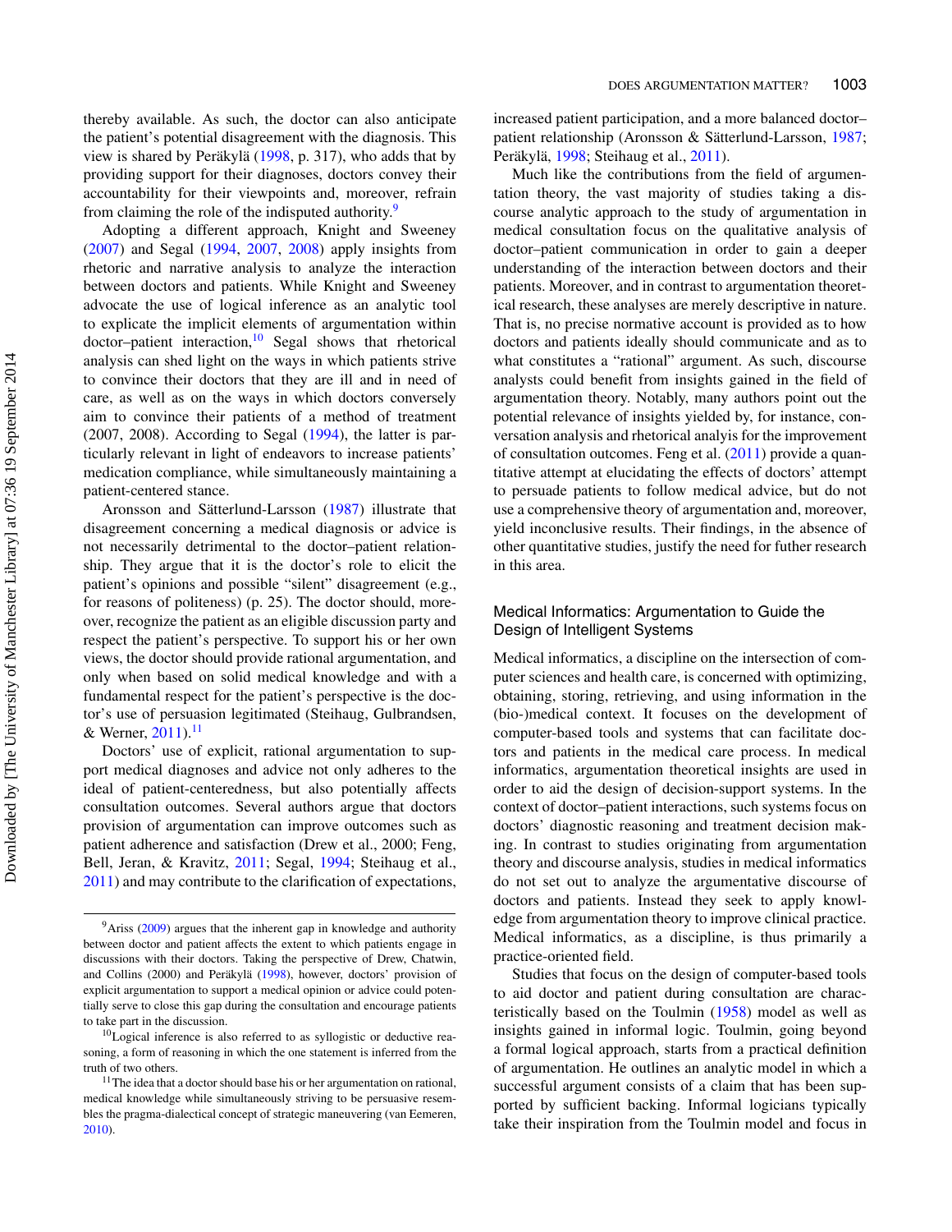thereby available. As such, the doctor can also anticipate the patient's potential disagreement with the diagnosis. This view is shared by Peräkylä (1998, p. 317), who adds that by providing support for their diagnoses, doctors convey their accountability for their viewpoints and, moreover, refrain from claiming the role of the indisputed authority.[9]

Adopting a different approach, Knight and Sweeney (2007) and Segal (1994, 2007, 2008) apply insights from rhetoric and narrative analysis to analyze the interaction between doctors and patients. While Knight and Sweeney advocate the use of logical inference as an analytic tool to explicate the implicit elements of argumentation within doctor–patient interaction,[10] Segal shows that rhetorical analysis can shed light on the ways in which patients strive to convince their doctors that they are ill and in need of care, as well as on the ways in which doctors conversely aim to convince their patients of a method of treatment (2007, 2008). According to Segal (1994), the latter is particularly relevant in light of endeavors to increase patients' medication compliance, while simultaneously maintaining a patient-centered stance.

Aronsson and Sätterlund-Larsson (1987) illustrate that disagreement concerning a medical diagnosis or advice is not necessarily detrimental to the doctor–patient relationship. They argue that it is the doctor's role to elicit the patient's opinions and possible "silent" disagreement (e.g., for reasons of politeness) (p. 25). The doctor should, moreover, recognize the patient as an eligible discussion party and respect the patient's perspective. To support his or her own views, the doctor should provide rational argumentation, and only when based on solid medical knowledge and with a fundamental respect for the patient's perspective is the doctor's use of persuasion legitimated (Steihaug, Gulbrandsen, & Werner, 2011).[11]

Doctors' use of explicit, rational argumentation to support medical diagnoses and advice not only adheres to the ideal of patient-centeredness, but also potentially affects consultation outcomes. Several authors argue that doctors provision of argumentation can improve outcomes such as patient adherence and satisfaction (Drew et al., 2000; Feng, Bell, Jeran, & Kravitz, 2011; Segal, 1994; Steihaug et al., 2011) and may contribute to the clarification of expectations, increased patient participation, and a more balanced doctor–patient relationship (Aronsson & Sätterlund-Larsson, 1987; Peräkylä, 1998; Steihaug et al., 2011).

Much like the contributions from the field of argumentation theory, the vast majority of studies taking a discourse analytic approach to the study of argumentation in medical consultation focus on the qualitative analysis of doctor–patient communication in order to gain a deeper understanding of the interaction between doctors and their patients. Moreover, and in contrast to argumentation theoretical research, these analyses are merely descriptive in nature. That is, no precise normative account is provided as to how doctors and patients ideally should communicate and as to what constitutes a "rational" argument. As such, discourse analysts could benefit from insights gained in the field of argumentation theory. Notably, many authors point out the potential relevance of insights yielded by, for instance, conversation analysis and rhetorical analyis for the improvement of consultation outcomes. Feng et al. (2011) provide a quantitative attempt at elucidating the effects of doctors' attempt to persuade patients to follow medical advice, but do not use a comprehensive theory of argumentation and, moreover, yield inconclusive results. Their findings, in the absence of other quantitative studies, justify the need for futher research in this area.

## Medical Informatics: Argumentation to Guide the Design of Intelligent Systems

Medical informatics, a discipline on the intersection of computer sciences and health care, is concerned with optimizing, obtaining, storing, retrieving, and using information in the (bio-)medical context. It focuses on the development of computer-based tools and systems that can facilitate doctors and patients in the medical care process. In medical informatics, argumentation theoretical insights are used in order to aid the design of decision-support systems. In the context of doctor–patient interactions, such systems focus on doctors' diagnostic reasoning and treatment decision making. In contrast to studies originating from argumentation theory and discourse analysis, studies in medical informatics do not set out to analyze the argumentative discourse of doctors and patients. Instead they seek to apply knowledge from argumentation theory to improve clinical practice. Medical informatics, as a discipline, is thus primarily a practice-oriented field.

Studies that focus on the design of computer-based tools to aid doctor and patient during consultation are characteristically based on the Toulmin (1958) model as well as insights gained in informal logic. Toulmin, going beyond a formal logical approach, starts from a practical definition of argumentation. He outlines an analytic model in which a successful argument consists of a claim that has been supported by sufficient backing. Informal logicians typically take their inspiration from the Toulmin model and focus in

---

[9] Ariss (2009) argues that the inherent gap in knowledge and authority between doctor and patient affects the extent to which patients engage in discussions with their doctors. Taking the perspective of Drew, Chatwin, and Collins (2000) and Peräkylä (1998), however, doctors' provision of explicit argumentation to support a medical opinion or advice could potentially serve to close this gap during the consultation and encourage patients to take part in the discussion.

[10] Logical inference is also referred to as syllogistic or deductive reasoning, a form of reasoning in which the one statement is inferred from the truth of two others.

[11] The idea that a doctor should base his or her argumentation on rational, medical knowledge while simultaneously striving to be persuasive resembles the pragma-dialectical concept of strategic maneuvering (van Eemeren, 2010).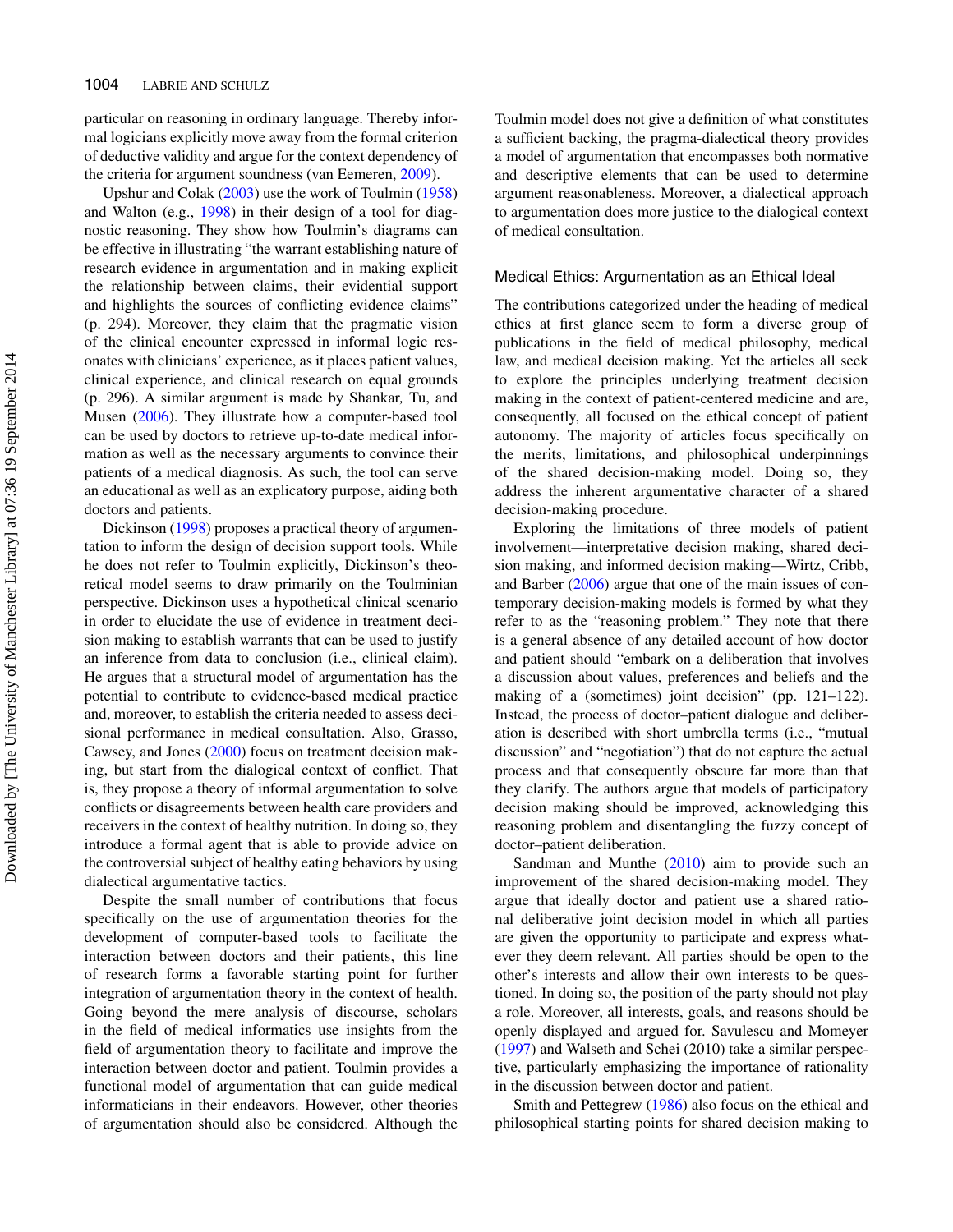particular on reasoning in ordinary language. Thereby informal logicians explicitly move away from the formal criterion of deductive validity and argue for the context dependency of the criteria for argument soundness (van Eemeren, 2009).

Upshur and Colak (2003) use the work of Toulmin (1958) and Walton (e.g., 1998) in their design of a tool for diagnostic reasoning. They show how Toulmin's diagrams can be effective in illustrating "the warrant establishing nature of research evidence in argumentation and in making explicit the relationship between claims, their evidential support and highlights the sources of conflicting evidence claims" (p. 294). Moreover, they claim that the pragmatic vision of the clinical encounter expressed in informal logic resonates with clinicians' experience, as it places patient values, clinical experience, and clinical research on equal grounds (p. 296). A similar argument is made by Shankar, Tu, and Musen (2006). They illustrate how a computer-based tool can be used by doctors to retrieve up-to-date medical information as well as the necessary arguments to convince their patients of a medical diagnosis. As such, the tool can serve an educational as well as an explicatory purpose, aiding both doctors and patients.

Dickinson (1998) proposes a practical theory of argumentation to inform the design of decision support tools. While he does not refer to Toulmin explicitly, Dickinson's theoretical model seems to draw primarily on the Toulminian perspective. Dickinson uses a hypothetical clinical scenario in order to elucidate the use of evidence in treatment decision making to establish warrants that can be used to justify an inference from data to conclusion (i.e., clinical claim). He argues that a structural model of argumentation has the potential to contribute to evidence-based medical practice and, moreover, to establish the criteria needed to assess decisional performance in medical consultation. Also, Grasso, Cawsey, and Jones (2000) focus on treatment decision making, but start from the dialogical context of conflict. That is, they propose a theory of informal argumentation to solve conflicts or disagreements between health care providers and receivers in the context of healthy nutrition. In doing so, they introduce a formal agent that is able to provide advice on the controversial subject of healthy eating behaviors by using dialectical argumentative tactics.

Despite the small number of contributions that focus specifically on the use of argumentation theories for the development of computer-based tools to facilitate the interaction between doctors and their patients, this line of research forms a favorable starting point for further integration of argumentation theory in the context of health. Going beyond the mere analysis of discourse, scholars in the field of medical informatics use insights from the field of argumentation theory to facilitate and improve the interaction between doctor and patient. Toulmin provides a functional model of argumentation that can guide medical informaticians in their endeavors. However, other theories of argumentation should also be considered. Although the Toulmin model does not give a definition of what constitutes a sufficient backing, the pragma-dialectical theory provides a model of argumentation that encompasses both normative and descriptive elements that can be used to determine argument reasonableness. Moreover, a dialectical approach to argumentation does more justice to the dialogical context of medical consultation.

### Medical Ethics: Argumentation as an Ethical Ideal

The contributions categorized under the heading of medical ethics at first glance seem to form a diverse group of publications in the field of medical philosophy, medical law, and medical decision making. Yet the articles all seek to explore the principles underlying treatment decision making in the context of patient-centered medicine and are, consequently, all focused on the ethical concept of patient autonomy. The majority of articles focus specifically on the merits, limitations, and philosophical underpinnings of the shared decision-making model. Doing so, they address the inherent argumentative character of a shared decision-making procedure.

Exploring the limitations of three models of patient involvement—interpretative decision making, shared decision making, and informed decision making—Wirtz, Cribb, and Barber (2006) argue that one of the main issues of contemporary decision-making models is formed by what they refer to as the "reasoning problem." They note that there is a general absence of any detailed account of how doctor and patient should "embark on a deliberation that involves a discussion about values, preferences and beliefs and the making of a (sometimes) joint decision" (pp. 121–122). Instead, the process of doctor–patient dialogue and deliberation is described with short umbrella terms (i.e., "mutual discussion" and "negotiation") that do not capture the actual process and that consequently obscure far more than that they clarify. The authors argue that models of participatory decision making should be improved, acknowledging this reasoning problem and disentangling the fuzzy concept of doctor–patient deliberation.

Sandman and Munthe (2010) aim to provide such an improvement of the shared decision-making model. They argue that ideally doctor and patient use a shared rational deliberative joint decision model in which all parties are given the opportunity to participate and express whatever they deem relevant. All parties should be open to the other's interests and allow their own interests to be questioned. In doing so, the position of the party should not play a role. Moreover, all interests, goals, and reasons should be openly displayed and argued for. Savulescu and Momeyer (1997) and Walseth and Schei (2010) take a similar perspective, particularly emphasizing the importance of rationality in the discussion between doctor and patient.

Smith and Pettegrew (1986) also focus on the ethical and philosophical starting points for shared decision making to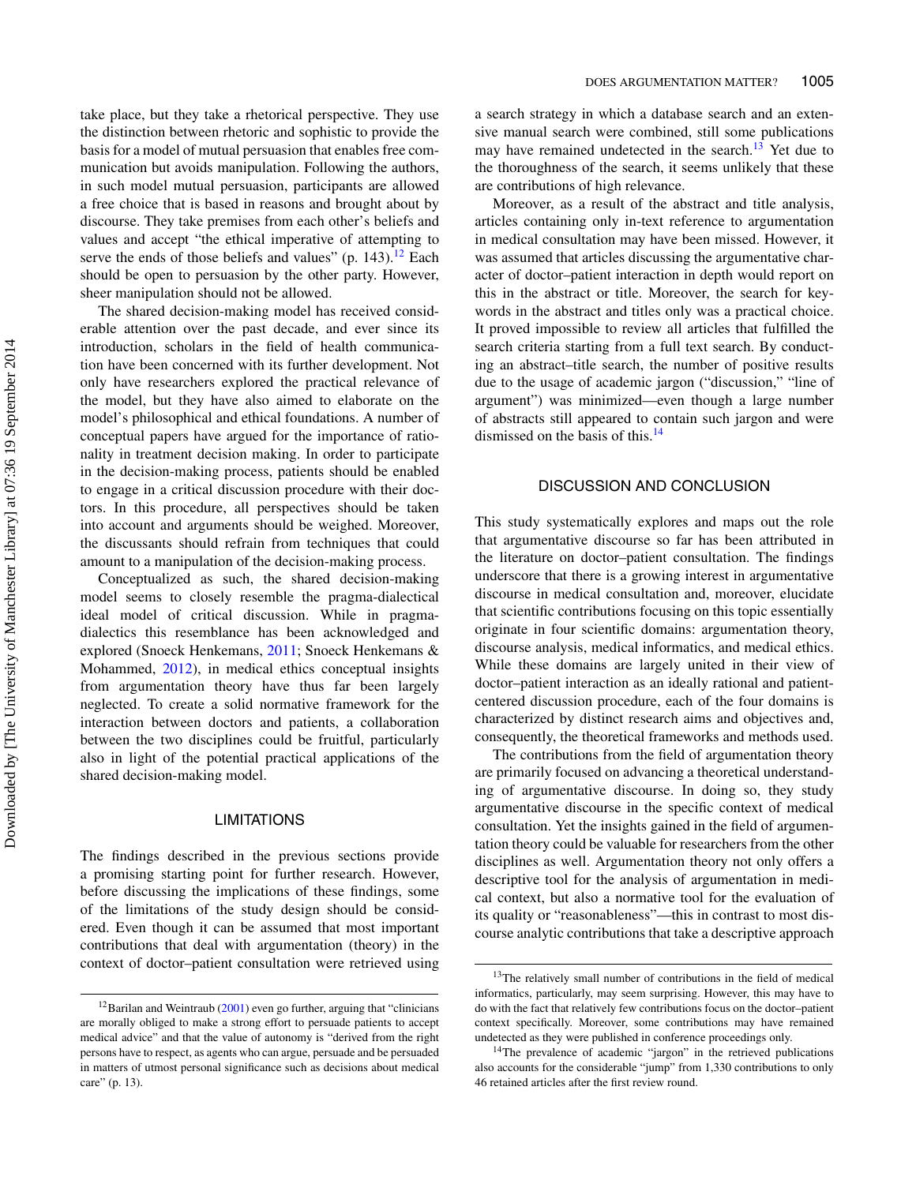take place, but they take a rhetorical perspective. They use the distinction between rhetoric and sophistic to provide the basis for a model of mutual persuasion that enables free communication but avoids manipulation. Following the authors, in such model mutual persuasion, participants are allowed a free choice that is based in reasons and brought about by discourse. They take premises from each other's beliefs and values and accept "the ethical imperative of attempting to serve the ends of those beliefs and values" (p. 143).[12] Each should be open to persuasion by the other party. However, sheer manipulation should not be allowed.

The shared decision-making model has received considerable attention over the past decade, and ever since its introduction, scholars in the field of health communication have been concerned with its further development. Not only have researchers explored the practical relevance of the model, but they have also aimed to elaborate on the model's philosophical and ethical foundations. A number of conceptual papers have argued for the importance of rationality in treatment decision making. In order to participate in the decision-making process, patients should be enabled to engage in a critical discussion procedure with their doctors. In this procedure, all perspectives should be taken into account and arguments should be weighed. Moreover, the discussants should refrain from techniques that could amount to a manipulation of the decision-making process.

Conceptualized as such, the shared decision-making model seems to closely resemble the pragma-dialectical ideal model of critical discussion. While in pragma-dialectics this resemblance has been acknowledged and explored (Snoeck Henkemans, 2011; Snoeck Henkemans & Mohammed, 2012), in medical ethics conceptual insights from argumentation theory have thus far been largely neglected. To create a solid normative framework for the interaction between doctors and patients, a collaboration between the two disciplines could be fruitful, particularly also in light of the potential practical applications of the shared decision-making model.

## LIMITATIONS

The findings described in the previous sections provide a promising starting point for further research. However, before discussing the implications of these findings, some of the limitations of the study design should be considered. Even though it can be assumed that most important contributions that deal with argumentation (theory) in the context of doctor–patient consultation were retrieved using a search strategy in which a database search and an extensive manual search were combined, still some publications may have remained undetected in the search.[13] Yet due to the thoroughness of the search, it seems unlikely that these are contributions of high relevance.

Moreover, as a result of the abstract and title analysis, articles containing only in-text reference to argumentation in medical consultation may have been missed. However, it was assumed that articles discussing the argumentative character of doctor–patient interaction in depth would report on this in the abstract or title. Moreover, the search for keywords in the abstract and titles only was a practical choice. It proved impossible to review all articles that fulfilled the search criteria starting from a full text search. By conducting an abstract–title search, the number of positive results due to the usage of academic jargon ("discussion," "line of argument") was minimized—even though a large number of abstracts still appeared to contain such jargon and were dismissed on the basis of this.[14]

## DISCUSSION AND CONCLUSION

This study systematically explores and maps out the role that argumentative discourse so far has been attributed in the literature on doctor–patient consultation. The findings underscore that there is a growing interest in argumentative discourse in medical consultation and, moreover, elucidate that scientific contributions focusing on this topic essentially originate in four scientific domains: argumentation theory, discourse analysis, medical informatics, and medical ethics. While these domains are largely united in their view of doctor–patient interaction as an ideally rational and patient-centered discussion procedure, each of the four domains is characterized by distinct research aims and objectives and, consequently, the theoretical frameworks and methods used.

The contributions from the field of argumentation theory are primarily focused on advancing a theoretical understanding of argumentative discourse. In doing so, they study argumentative discourse in the specific context of medical consultation. Yet the insights gained in the field of argumentation theory could be valuable for researchers from the other disciplines as well. Argumentation theory not only offers a descriptive tool for the analysis of argumentation in medical context, but also a normative tool for the evaluation of its quality or "reasonableness"—this in contrast to most discourse analytic contributions that take a descriptive approach

---

[12] Barilan and Weintraub (2001) even go further, arguing that "clinicians are morally obliged to make a strong effort to persuade patients to accept medical advice" and that the value of autonomy is "derived from the right persons have to respect, as agents who can argue, persuade and be persuaded in matters of utmost personal significance such as decisions about medical care" (p. 13).

[13] The relatively small number of contributions in the field of medical informatics, particularly, may seem surprising. However, this may have to do with the fact that relatively few contributions focus on the doctor–patient context specifically. Moreover, some contributions may have remained undetected as they were published in conference proceedings only.

[14] The prevalence of academic "jargon" in the retrieved publications also accounts for the considerable "jump" from 1,330 contributions to only 46 retained articles after the first review round.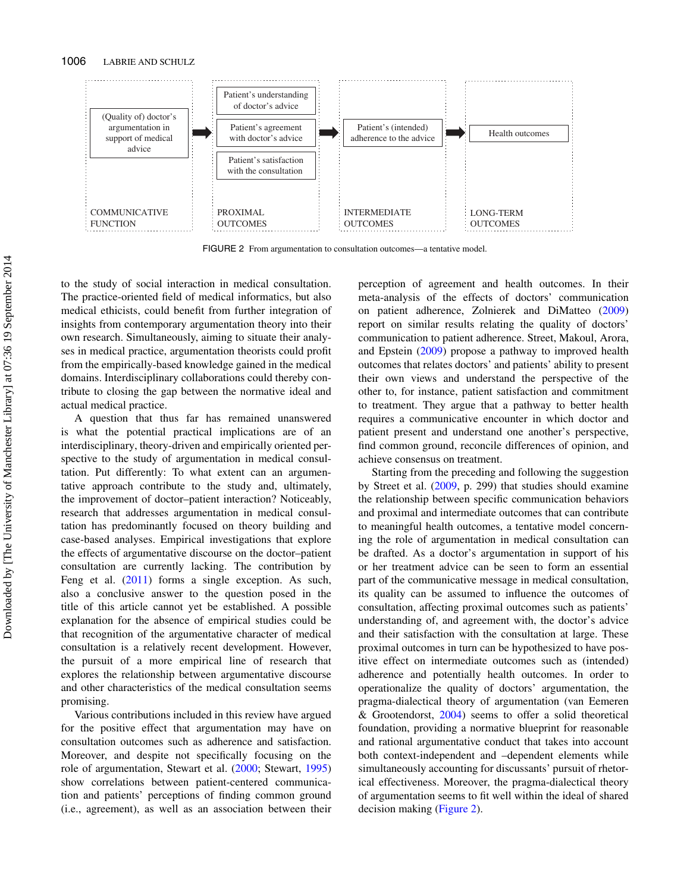(Quality of) doctor's argumentation in support of medical advice

COMMUNICATIVE FUNCTION

Patient's understanding of doctor's advice

Patient's agreement with doctor's advice

Patient's satisfaction with the consultation

PROXIMAL OUTCOMES

Patient's (intended) adherence to the advice

INTERMEDIATE OUTCOMES

Health outcomes

LONG-TERM OUTCOMES

FIGURE 2 From argumentation to consultation outcomes—a tentative model.

to the study of social interaction in medical consultation. The practice-oriented field of medical informatics, but also medical ethicists, could benefit from further integration of insights from contemporary argumentation theory into their own research. Simultaneously, aiming to situate their analyses in medical practice, argumentation theorists could profit from the empirically-based knowledge gained in the medical domains. Interdisciplinary collaborations could thereby contribute to closing the gap between the normative ideal and actual medical practice.

A question that thus far has remained unanswered is what the potential practical implications are of an interdisciplinary, theory-driven and empirically oriented perspective to the study of argumentation in medical consultation. Put differently: To what extent can an argumentative approach contribute to the study and, ultimately, the improvement of doctor–patient interaction? Noticeably, research that addresses argumentation in medical consultation has predominantly focused on theory building and case-based analyses. Empirical investigations that explore the effects of argumentative discourse on the doctor–patient consultation are currently lacking. The contribution by Feng et al. (2011) forms a single exception. As such, also a conclusive answer to the question posed in the title of this article cannot yet be established. A possible explanation for the absence of empirical studies could be that recognition of the argumentative character of medical consultation is a relatively recent development. However, the pursuit of a more empirical line of research that explores the relationship between argumentative discourse and other characteristics of the medical consultation seems promising.

Various contributions included in this review have argued for the positive effect that argumentation may have on consultation outcomes such as adherence and satisfaction. Moreover, and despite not specifically focusing on the role of argumentation, Stewart et al. (2000; Stewart, 1995) show correlations between patient-centered communication and patients' perceptions of finding common ground (i.e., agreement), as well as an association between their perception of agreement and health outcomes. In their meta-analysis of the effects of doctors' communication on patient adherence, Zolnierek and DiMatteo (2009) report on similar results relating the quality of doctors' communication to patient adherence. Street, Makoul, Arora, and Epstein (2009) propose a pathway to improved health outcomes that relates doctors' and patients' ability to present their own views and understand the perspective of the other to, for instance, patient satisfaction and commitment to treatment. They argue that a pathway to better health requires a communicative encounter in which doctor and patient present and understand one another's perspective, find common ground, reconcile differences of opinion, and achieve consensus on treatment.

Starting from the preceding and following the suggestion by Street et al. (2009, p. 299) that studies should examine the relationship between specific communication behaviors and proximal and intermediate outcomes that can contribute to meaningful health outcomes, a tentative model concerning the role of argumentation in medical consultation can be drafted. As a doctor's argumentation in support of his or her treatment advice can be seen to form an essential part of the communicative message in medical consultation, its quality can be assumed to influence the outcomes of consultation, affecting proximal outcomes such as patients' understanding of, and agreement with, the doctor's advice and their satisfaction with the consultation at large. These proximal outcomes in turn can be hypothesized to have positive effect on intermediate outcomes such as (intended) adherence and potentially health outcomes. In order to operationalize the quality of doctors' argumentation, the pragma-dialectical theory of argumentation (van Eemeren & Grootendorst, 2004) seems to offer a solid theoretical foundation, providing a normative blueprint for reasonable and rational argumentative conduct that takes into account both context-independent and –dependent elements while simultaneously accounting for discussants' pursuit of rhetorical effectiveness. Moreover, the pragma-dialectical theory of argumentation seems to fit well within the ideal of shared decision making (Figure 2).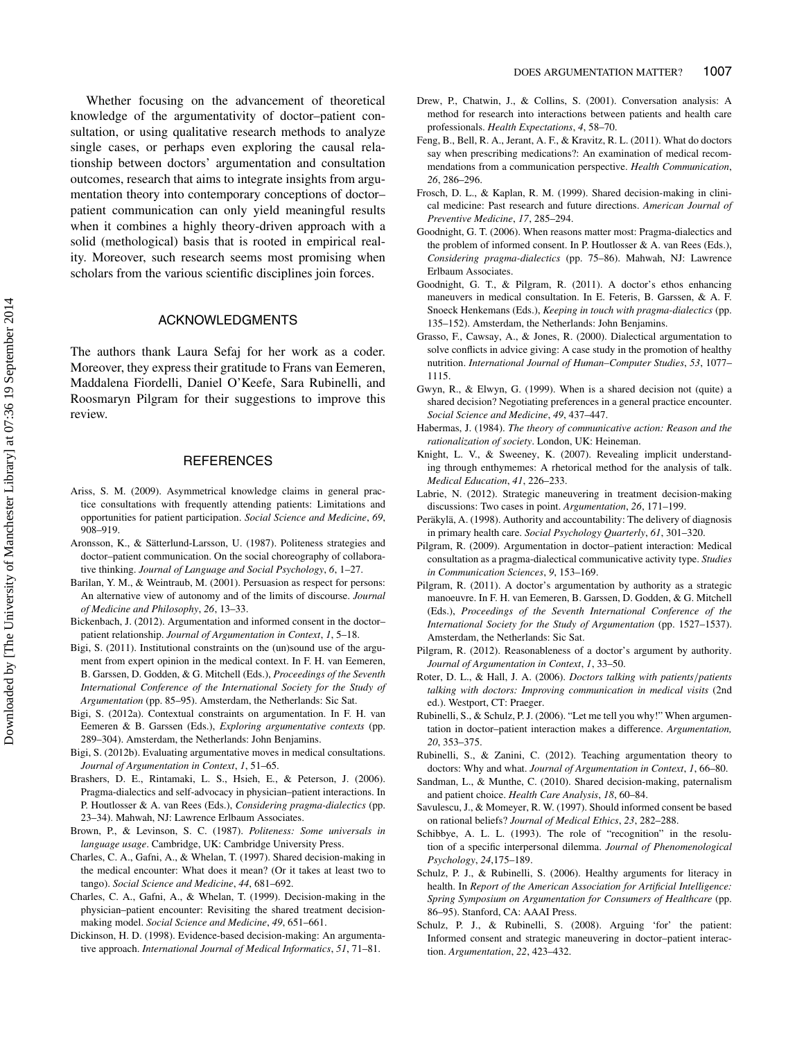Whether focusing on the advancement of theoretical knowledge of the argumentativity of doctor–patient consultation, or using qualitative research methods to analyze single cases, or perhaps even exploring the causal relationship between doctors' argumentation and consultation outcomes, research that aims to integrate insights from argumentation theory into contemporary conceptions of doctor–patient communication can only yield meaningful results when it combines a highly theory-driven approach with a solid (methological) basis that is rooted in empirical reality. Moreover, such research seems most promising when scholars from the various scientific disciplines join forces.

## ACKNOWLEDGMENTS

The authors thank Laura Sefaj for her work as a coder. Moreover, they express their gratitude to Frans van Eemeren, Maddalena Fiordelli, Daniel O'Keefe, Sara Rubinelli, and Roosmaryn Pilgram for their suggestions to improve this review.

## REFERENCES

Ariss, S. M. (2009). Asymmetrical knowledge claims in general practice consultations with frequently attending patients: Limitations and opportunities for patient participation. *Social Science and Medicine*, *69*, 908–919.

Aronsson, K., & Sätterlund-Larsson, U. (1987). Politeness strategies and doctor–patient communication. On the social choreography of collaborative thinking. *Journal of Language and Social Psychology*, *6*, 1–27.

Barilan, Y. M., & Weintraub, M. (2001). Persuasion as respect for persons: An alternative view of autonomy and of the limits of discourse. *Journal of Medicine and Philosophy*, *26*, 13–33.

Bickenbach, J. (2012). Argumentation and informed consent in the doctor–patient relationship. *Journal of Argumentation in Context*, *1*, 5–18.

Bigi, S. (2011). Institutional constraints on the (un)sound use of the argument from expert opinion in the medical context. In F. H. van Eemeren, B. Garssen, D. Godden, & G. Mitchell (Eds.), *Proceedings of the Seventh International Conference of the International Society for the Study of Argumentation* (pp. 85–95). Amsterdam, the Netherlands: Sic Sat.

Bigi, S. (2012a). Contextual constraints on argumentation. In F. H. van Eemeren & B. Garssen (Eds.), *Exploring argumentative contexts* (pp. 289–304). Amsterdam, the Netherlands: John Benjamins.

Bigi, S. (2012b). Evaluating argumentative moves in medical consultations. *Journal of Argumentation in Context*, *1*, 51–65.

Brashers, D. E., Rintamaki, L. S., Hsieh, E., & Peterson, J. (2006). Pragma-dialectics and self-advocacy in physician–patient interactions. In P. Houtlosser & A. van Rees (Eds.), *Considering pragma-dialectics* (pp. 23–34). Mahwah, NJ: Lawrence Erlbaum Associates.

Brown, P., & Levinson, S. C. (1987). *Politeness: Some universals in language usage*. Cambridge, UK: Cambridge University Press.

Charles, C. A., Gafni, A., & Whelan, T. (1997). Shared decision-making in the medical encounter: What does it mean? (Or it takes at least two to tango). *Social Science and Medicine*, *44*, 681–692.

Charles, C. A., Gafni, A., & Whelan, T. (1999). Decision-making in the physician–patient encounter: Revisiting the shared treatment decision-making model. *Social Science and Medicine*, *49*, 651–661.

Dickinson, H. D. (1998). Evidence-based decision-making: An argumentative approach. *International Journal of Medical Informatics*, *51*, 71–81.

Drew, P., Chatwin, J., & Collins, S. (2001). Conversation analysis: A method for research into interactions between patients and health care professionals. *Health Expectations*, *4*, 58–70.

Feng, B., Bell, R. A., Jerant, A. F., & Kravitz, R. L. (2011). What do doctors say when prescribing medications?: An examination of medical recommendations from a communication perspective. *Health Communication*, *26*, 286–296.

Frosch, D. L., & Kaplan, R. M. (1999). Shared decision-making in clinical medicine: Past research and future directions. *American Journal of Preventive Medicine*, *17*, 285–294.

Goodnight, G. T. (2006). When reasons matter most: Pragma-dialectics and the problem of informed consent. In P. Houtlosser & A. van Rees (Eds.), *Considering pragma-dialectics* (pp. 75–86). Mahwah, NJ: Lawrence Erlbaum Associates.

Goodnight, G. T., & Pilgram, R. (2011). A doctor's ethos enhancing maneuvers in medical consultation. In E. Feteris, B. Garssen, & A. F. Snoeck Henkemans (Eds.), *Keeping in touch with pragma-dialectics* (pp. 135–152). Amsterdam, the Netherlands: John Benjamins.

Grasso, F., Cawsay, A., & Jones, R. (2000). Dialectical argumentation to solve conflicts in advice giving: A case study in the promotion of healthy nutrition. *International Journal of Human–Computer Studies*, *53*, 1077–1115.

Gwyn, R., & Elwyn, G. (1999). When is a shared decision not (quite) a shared decision? Negotiating preferences in a general practice encounter. *Social Science and Medicine*, *49*, 437–447.

Habermas, J. (1984). *The theory of communicative action: Reason and the rationalization of society*. London, UK: Heineman.

Knight, L. V., & Sweeney, K. (2007). Revealing implicit understanding through enthymemes: A rhetorical method for the analysis of talk. *Medical Education*, *41*, 226–233.

Labrie, N. (2012). Strategic maneuvering in treatment decision-making discussions: Two cases in point. *Argumentation*, *26*, 171–199.

Peräkylä, A. (1998). Authority and accountability: The delivery of diagnosis in primary health care. *Social Psychology Quarterly*, *61*, 301–320.

Pilgram, R. (2009). Argumentation in doctor–patient interaction: Medical consultation as a pragma-dialectical communicative activity type. *Studies in Communication Sciences*, *9*, 153–169.

Pilgram, R. (2011). A doctor's argumentation by authority as a strategic manoeuvre. In F. H. van Eemeren, B. Garssen, D. Godden, & G. Mitchell (Eds.), *Proceedings of the Seventh International Conference of the International Society for the Study of Argumentation* (pp. 1527–1537). Amsterdam, the Netherlands: Sic Sat.

Pilgram, R. (2012). Reasonableness of a doctor's argument by authority. *Journal of Argumentation in Context*, *1*, 33–50.

Roter, D. L., & Hall, J. A. (2006). *Doctors talking with patients/patients talking with doctors: Improving communication in medical visits* (2nd ed.). Westport, CT: Praeger.

Rubinelli, S., & Schulz, P. J. (2006). "Let me tell you why!" When argumentation in doctor–patient interaction makes a difference. *Argumentation, 20*, 353–375.

Rubinelli, S., & Zanini, C. (2012). Teaching argumentation theory to doctors: Why and what. *Journal of Argumentation in Context*, *1*, 66–80.

Sandman, L., & Munthe, C. (2010). Shared decision-making, paternalism and patient choice. *Health Care Analysis*, *18*, 60–84.

Savulescu, J., & Momeyer, R. W. (1997). Should informed consent be based on rational beliefs? *Journal of Medical Ethics*, *23*, 282–288.

Schibbye, A. L. L. (1993). The role of "recognition" in the resolution of a specific interpersonal dilemma. *Journal of Phenomenological Psychology*, *24*,175–189.

Schulz, P. J., & Rubinelli, S. (2006). Healthy arguments for literacy in health. In *Report of the American Association for Artificial Intelligence: Spring Symposium on Argumentation for Consumers of Healthcare* (pp. 86–95). Stanford, CA: AAAI Press.

Schulz, P. J., & Rubinelli, S. (2008). Arguing 'for' the patient: Informed consent and strategic maneuvering in doctor–patient interaction. *Argumentation*, *22*, 423–432.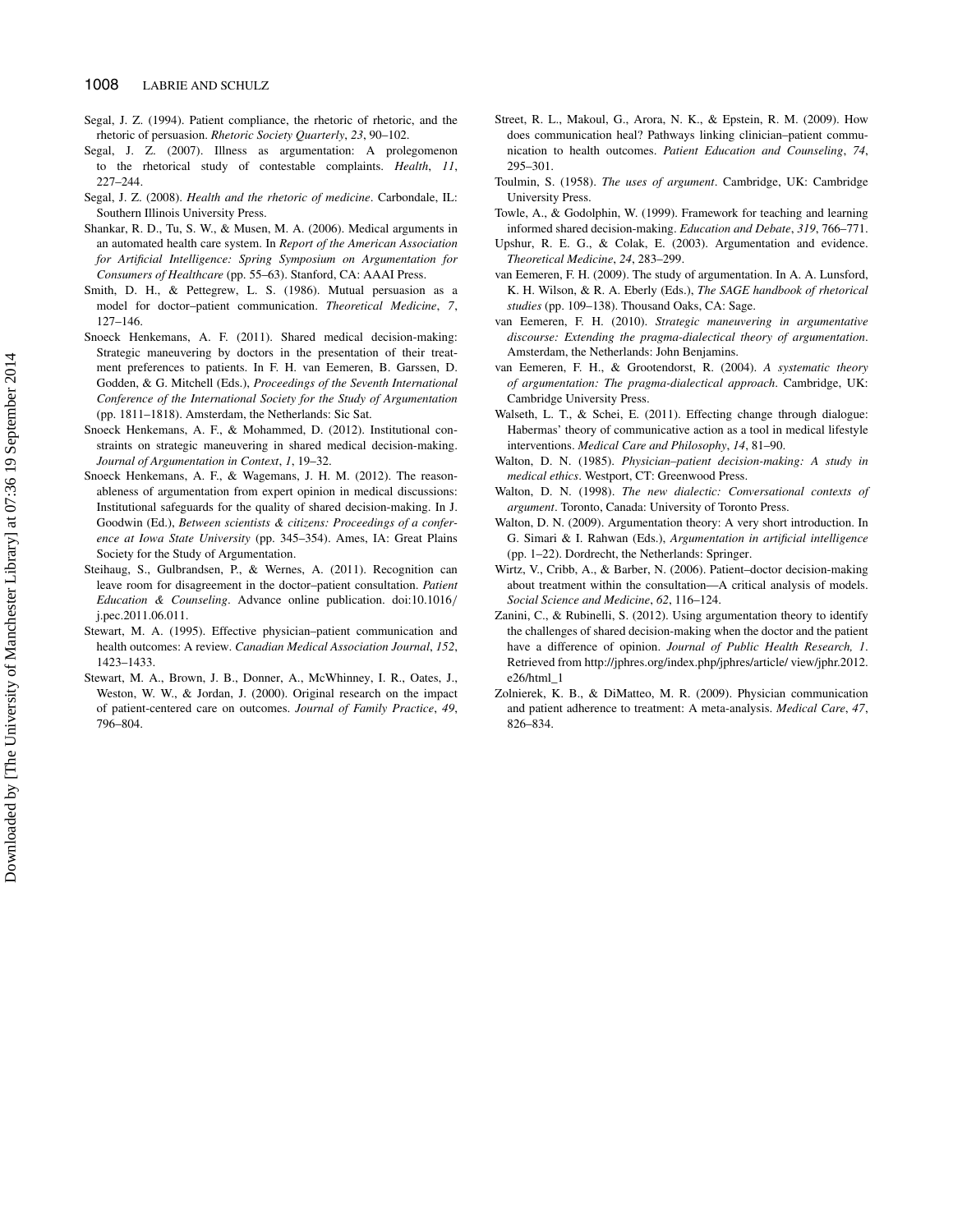Segal, J. Z. (1994). Patient compliance, the rhetoric of rhetoric, and the rhetoric of persuasion. *Rhetoric Society Quarterly*, *23*, 90–102.

Segal, J. Z. (2007). Illness as argumentation: A prolegomenon to the rhetorical study of contestable complaints. *Health*, *11*, 227–244.

Segal, J. Z. (2008). *Health and the rhetoric of medicine*. Carbondale, IL: Southern Illinois University Press.

Shankar, R. D., Tu, S. W., & Musen, M. A. (2006). Medical arguments in an automated health care system. In *Report of the American Association for Artificial Intelligence: Spring Symposium on Argumentation for Consumers of Healthcare* (pp. 55–63). Stanford, CA: AAAI Press.

Smith, D. H., & Pettegrew, L. S. (1986). Mutual persuasion as a model for doctor–patient communication. *Theoretical Medicine*, *7*, 127–146.

Snoeck Henkemans, A. F. (2011). Shared medical decision-making: Strategic maneuvering by doctors in the presentation of their treatment preferences to patients. In F. H. van Eemeren, B. Garssen, D. Godden, & G. Mitchell (Eds.), *Proceedings of the Seventh International Conference of the International Society for the Study of Argumentation* (pp. 1811–1818). Amsterdam, the Netherlands: Sic Sat.

Snoeck Henkemans, A. F., & Mohammed, D. (2012). Institutional constraints on strategic maneuvering in shared medical decision-making. *Journal of Argumentation in Context*, *1*, 19–32.

Snoeck Henkemans, A. F., & Wagemans, J. H. M. (2012). The reasonableness of argumentation from expert opinion in medical discussions: Institutional safeguards for the quality of shared decision-making. In J. Goodwin (Ed.), *Between scientists & citizens: Proceedings of a conference at Iowa State University* (pp. 345–354). Ames, IA: Great Plains Society for the Study of Argumentation.

Steihaug, S., Gulbrandsen, P., & Wernes, A. (2011). Recognition can leave room for disagreement in the doctor–patient consultation. *Patient Education & Counseling*. Advance online publication. doi:10.1016/j.pec.2011.06.011.

Stewart, M. A. (1995). Effective physician–patient communication and health outcomes: A review. *Canadian Medical Association Journal*, *152*, 1423–1433.

Stewart, M. A., Brown, J. B., Donner, A., McWhinney, I. R., Oates, J., Weston, W. W., & Jordan, J. (2000). Original research on the impact of patient-centered care on outcomes. *Journal of Family Practice*, *49*, 796–804.

Street, R. L., Makoul, G., Arora, N. K., & Epstein, R. M. (2009). How does communication heal? Pathways linking clinician–patient communication to health outcomes. *Patient Education and Counseling*, *74*, 295–301.

Toulmin, S. (1958). *The uses of argument*. Cambridge, UK: Cambridge University Press.

Towle, A., & Godolphin, W. (1999). Framework for teaching and learning informed shared decision-making. *Education and Debate*, *319*, 766–771.

Upshur, R. E. G., & Colak, E. (2003). Argumentation and evidence. *Theoretical Medicine*, *24*, 283–299.

van Eemeren, F. H. (2009). The study of argumentation. In A. A. Lunsford, K. H. Wilson, & R. A. Eberly (Eds.), *The SAGE handbook of rhetorical studies* (pp. 109–138). Thousand Oaks, CA: Sage.

van Eemeren, F. H. (2010). *Strategic maneuvering in argumentative discourse: Extending the pragma-dialectical theory of argumentation*. Amsterdam, the Netherlands: John Benjamins.

van Eemeren, F. H., & Grootendorst, R. (2004). *A systematic theory of argumentation: The pragma-dialectical approach*. Cambridge, UK: Cambridge University Press.

Walseth, L. T., & Schei, E. (2011). Effecting change through dialogue: Habermas' theory of communicative action as a tool in medical lifestyle interventions. *Medical Care and Philosophy*, *14*, 81–90.

Walton, D. N. (1985). *Physician–patient decision-making: A study in medical ethics*. Westport, CT: Greenwood Press.

Walton, D. N. (1998). *The new dialectic: Conversational contexts of argument*. Toronto, Canada: University of Toronto Press.

Walton, D. N. (2009). Argumentation theory: A very short introduction. In G. Simari & I. Rahwan (Eds.), *Argumentation in artificial intelligence* (pp. 1–22). Dordrecht, the Netherlands: Springer.

Wirtz, V., Cribb, A., & Barber, N. (2006). Patient–doctor decision-making about treatment within the consultation—A critical analysis of models. *Social Science and Medicine*, *62*, 116–124.

Zanini, C., & Rubinelli, S. (2012). Using argumentation theory to identify the challenges of shared decision-making when the doctor and the patient have a difference of opinion. *Journal of Public Health Research, 1*. Retrieved from http://jphres.org/index.php/jphres/article/ view/jphr.2012.e26/html_1

Zolnierek, K. B., & DiMatteo, M. R. (2009). Physician communication and patient adherence to treatment: A meta-analysis. *Medical Care*, *47*, 826–834.